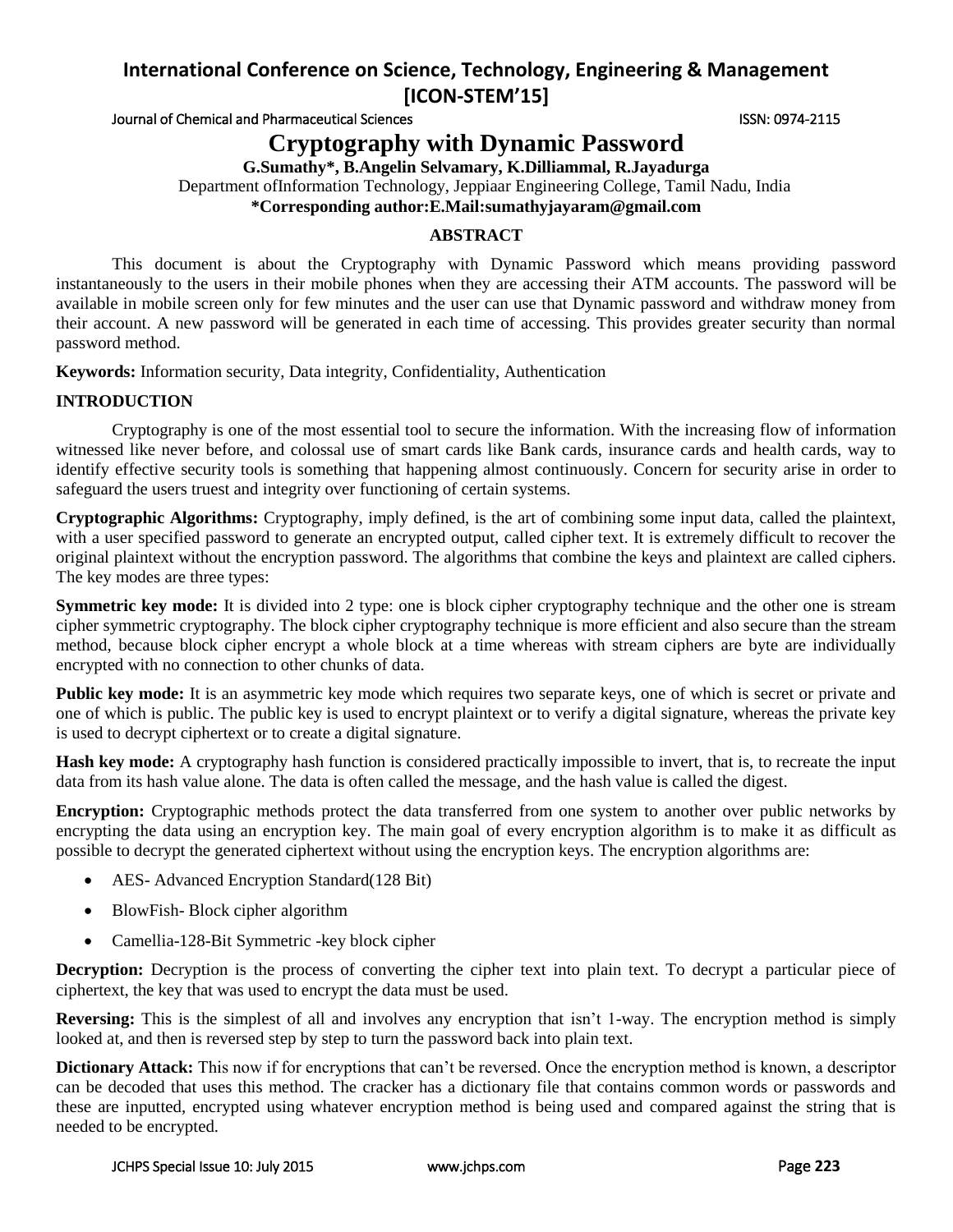# Cryptography with Dynamic Password

**G.Sumathy\*, B.Angelin Selvamary, K.Dilliammal, R.Jayadurga**

Department ofInformation Technology, Jeppiaar Engineering College, Tamil Nadu, India

**\*Corresponding author:E.Mail:sumathyjayaram@gmail.com**

## ABSTRACT

This document is about the Cryptography with Dynamic Password which means providing password instantaneously to the users in their mobile phones when they are accessing their ATM accounts. The password will be available in mobile screen only for few minutes and the user can use that Dynamic password and withdraw money from their account. A new password will be generated in each time of accessing. This provides greater security than normal password method.

**Keywords:** Information security, Data integrity, Confidentiality, Authentication

## INTRODUCTION

Cryptography is one of the most essential tool to secure the information. With the increasing flow of information witnessed like never before, and colossal use of smart cards like Bank cards, insurance cards and health cards, way to identify effective security tools is something that happening almost continuously. Concern for security arise in order to safeguard the users truest and integrity over functioning of certain systems.

**Cryptographic Algorithms:** Cryptography, imply defined, is the art of combining some input data, called the plaintext, with a user specified password to generate an encrypted output, called cipher text. It is extremely difficult to recover the original plaintext without the encryption password. The algorithms that combine the keys and plaintext are called ciphers. The key modes are three types:

**Symmetric key mode:** It is divided into 2 type: one is block cipher cryptography technique and the other one is stream cipher symmetric cryptography. The block cipher cryptography technique is more efficient and also secure than the stream method, because block cipher encrypt a whole block at a time whereas with stream ciphers are byte are individually encrypted with no connection to other chunks of data.

**Public key mode:** It is an asymmetric key mode which requires two separate keys, one of which is secret or private and one of which is public. The public key is used to encrypt plaintext or to verify a digital signature, whereas the private key is used to decrypt ciphertext or to create a digital signature.

**Hash key mode:** A cryptography hash function is considered practically impossible to invert, that is, to recreate the input data from its hash value alone. The data is often called the message, and the hash value is called the digest.

**Encryption:** Cryptographic methods protect the data transferred from one system to another over public networks by encrypting the data using an encryption key. The main goal of every encryption algorithm is to make it as difficult as possible to decrypt the generated ciphertext without using the encryption keys. The encryption algorithms are:

- AES- Advanced Encryption Standard(128 Bit)
- BlowFish- Block cipher algorithm
- Camellia-128-Bit Symmetric -key block cipher

**Decryption:** Decryption is the process of converting the cipher text into plain text. To decrypt a particular piece of ciphertext, the key that was used to encrypt the data must be used.

**Reversing:** This is the simplest of all and involves any encryption that isn't 1-way. The encryption method is simply looked at, and then is reversed step by step to turn the password back into plain text.

**Dictionary Attack:** This now if for encryptions that can't be reversed. Once the encryption method is known, a descriptor can be decoded that uses this method. The cracker has a dictionary file that contains common words or passwords and these are inputted, encrypted using whatever encryption method is being used and compared against the string that is needed to be encrypted.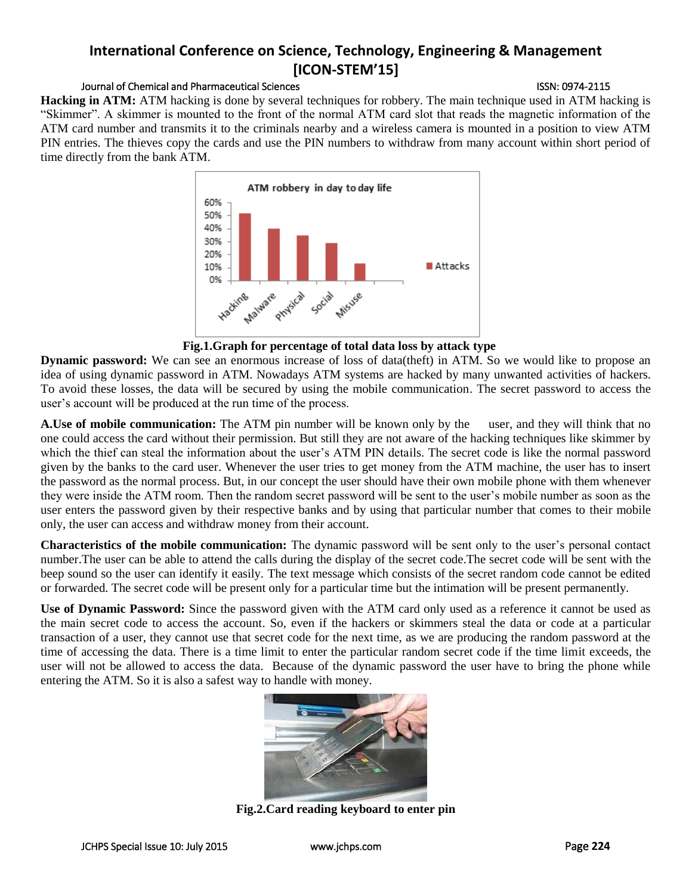**Hacking in ATM:** ATM hacking is done by several techniques for robbery. The main technique used in ATM hacking is “Skimmer”. A skimmer is mounted to the front of the normal ATM card slot that reads the magnetic information of the ATM card number and transmits it to the criminals nearby and a wireless camera is mounted in a position to view ATM PIN entries. The thieves copy the cards and use the PIN numbers to withdraw from many account within short period of time directly from the bank ATM.

**Fig.1.Graph for percentage of total data loss by attack type**

**Dynamic password:** We can see an enormous increase of loss of data(theft) in ATM. So we would like to propose an idea of using dynamic password in ATM. Nowadays ATM systems are hacked by many unwanted activities of hackers. To avoid these losses, the data will be secured by using the mobile communication. The secret password to access the user’s account will be produced at the run time of the process.

**A.Use of mobile communication:** The ATM pin number will be known only by the user, and they will think that no one could access the card without their permission. But still they are not aware of the hacking techniques like skimmer by which the thief can steal the information about the user’s ATM PIN details. The secret code is like the normal password given by the banks to the card user. Whenever the user tries to get money from the ATM machine, the user has to insert the password as the normal process. But, in our concept the user should have their own mobile phone with them whenever they were inside the ATM room. Then the random secret password will be sent to the user’s mobile number as soon as the user enters the password given by their respective banks and by using that particular number that comes to their mobile only, the user can access and withdraw money from their account.

**Characteristics of the mobile communication:** The dynamic password will be sent only to the user’s personal contact number.The user can be able to attend the calls during the display of the secret code.The secret code will be sent with the beep sound so the user can identify it easily. The text message which consists of the secret random code cannot be edited or forwarded. The secret code will be present only for a particular time but the intimation will be present permanently.

**Use of Dynamic Password:** Since the password given with the ATM card only used as a reference it cannot be used as the main secret code to access the account. So, even if the hackers or skimmers steal the data or code at a particular transaction of a user, they cannot use that secret code for the next time, as we are producing the random password at the time of accessing the data. There is a time limit to enter the particular random secret code if the time limit exceeds, the user will not be allowed to access the data. Because of the dynamic password the user have to bring the phone while entering the ATM. So it is also a safest way to handle with money.

**Fig.2.Card reading keyboard to enter pin**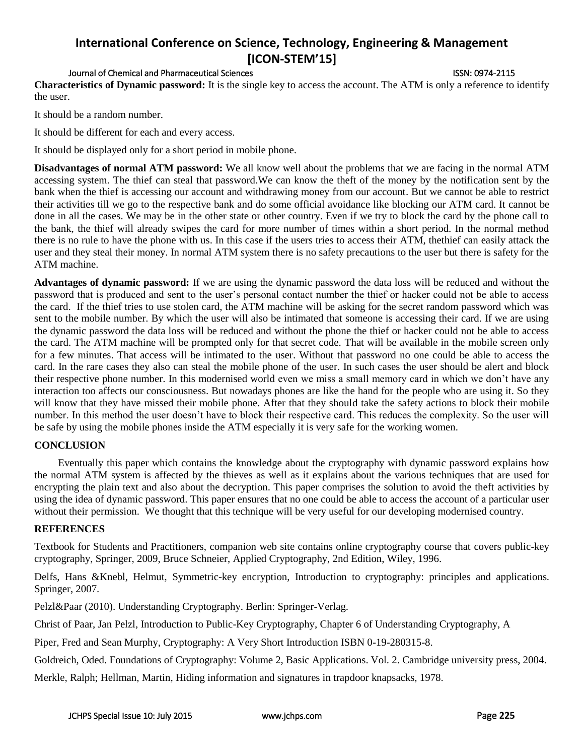**Characteristics of Dynamic password:** It is the single key to access the account. The ATM is only a reference to identify the user.

It should be a random number.

It should be different for each and every access.

It should be displayed only for a short period in mobile phone.

**Disadvantages of normal ATM password:** We all know well about the problems that we are facing in the normal ATM accessing system. The thief can steal that password.We can know the theft of the money by the notification sent by the bank when the thief is accessing our account and withdrawing money from our account. But we cannot be able to restrict their activities till we go to the respective bank and do some official avoidance like blocking our ATM card. It cannot be done in all the cases. We may be in the other state or other country. Even if we try to block the card by the phone call to the bank, the thief will already swipes the card for more number of times within a short period. In the normal method there is no rule to have the phone with us. In this case if the users tries to access their ATM, thethief can easily attack the user and they steal their money. In normal ATM system there is no safety precautions to the user but there is safety for the ATM machine.

**Advantages of dynamic password:** If we are using the dynamic password the data loss will be reduced and without the password that is produced and sent to the user's personal contact number the thief or hacker could not be able to access the card. If the thief tries to use stolen card, the ATM machine will be asking for the secret random password which was sent to the mobile number. By which the user will also be intimated that someone is accessing their card. If we are using the dynamic password the data loss will be reduced and without the phone the thief or hacker could not be able to access the card. The ATM machine will be prompted only for that secret code. That will be available in the mobile screen only for a few minutes. That access will be intimated to the user. Without that password no one could be able to access the card. In the rare cases they also can steal the mobile phone of the user. In such cases the user should be alert and block their respective phone number. In this modernised world even we miss a small memory card in which we don't have any interaction too affects our consciousness. But nowadays phones are like the hand for the people who are using it. So they will know that they have missed their mobile phone. After that they should take the safety actions to block their mobile number. In this method the user doesn't have to block their respective card. This reduces the complexity. So the user will be safe by using the mobile phones inside the ATM especially it is very safe for the working women.

## CONCLUSION

Eventually this paper which contains the knowledge about the cryptography with dynamic password explains how the normal ATM system is affected by the thieves as well as it explains about the various techniques that are used for encrypting the plain text and also about the decryption. This paper comprises the solution to avoid the theft activities by using the idea of dynamic password. This paper ensures that no one could be able to access the account of a particular user without their permission. We thought that this technique will be very useful for our developing modernised country.

## REFERENCES

Textbook for Students and Practitioners, companion web site contains online cryptography course that covers public-key cryptography, Springer, 2009, Bruce Schneier, Applied Cryptography, 2nd Edition, Wiley, 1996.

Delfs, Hans &Knebl, Helmut, Symmetric-key encryption, Introduction to cryptography: principles and applications. Springer, 2007.

Pelzl&Paar (2010). Understanding Cryptography. Berlin: Springer-Verlag.

Christ of Paar, Jan Pelzl, Introduction to Public-Key Cryptography, Chapter 6 of Understanding Cryptography, A

Piper, Fred and Sean Murphy, Cryptography: A Very Short Introduction ISBN 0-19-280315-8.

Goldreich, Oded. Foundations of Cryptography: Volume 2, Basic Applications. Vol. 2. Cambridge university press, 2004.

Merkle, Ralph; Hellman, Martin, Hiding information and signatures in trapdoor knapsacks, 1978.